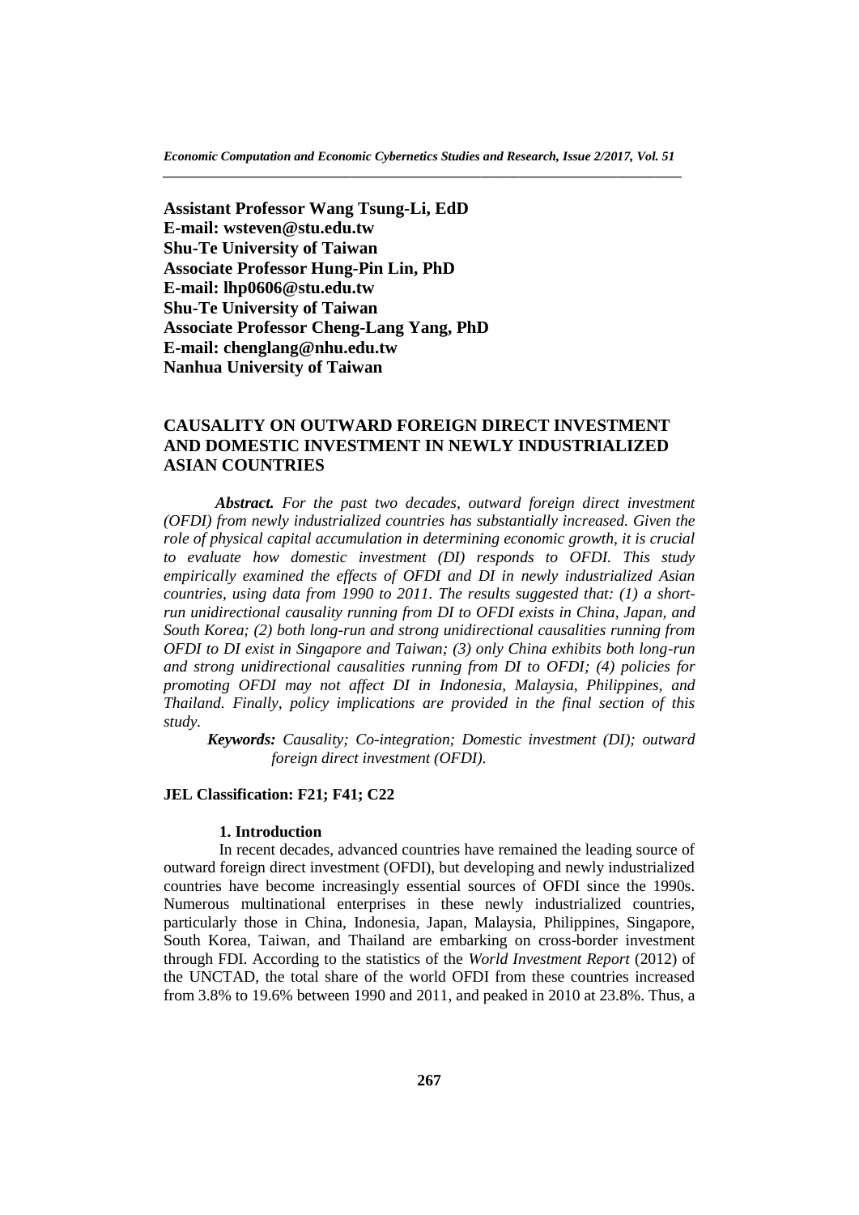**Assistant Professor Wang Tsung-Li, EdD**
**E-mail: wsteven@stu.edu.tw**
**Shu-Te University of Taiwan**
**Associate Professor Hung-Pin Lin, PhD**
**E-mail: lhp0606@stu.edu.tw**
**Shu-Te University of Taiwan**
**Associate Professor Cheng-Lang Yang, PhD**
**E-mail: chenglang@nhu.edu.tw**
**Nanhua University of Taiwan**

# CAUSALITY ON OUTWARD FOREIGN DIRECT INVESTMENT AND DOMESTIC INVESTMENT IN NEWLY INDUSTRIALIZED ASIAN COUNTRIES

***Abstract.*** *For the past two decades, outward foreign direct investment (OFDI) from newly industrialized countries has substantially increased. Given the role of physical capital accumulation in determining economic growth, it is crucial to evaluate how domestic investment (DI) responds to OFDI. This study empirically examined the effects of OFDI and DI in newly industrialized Asian countries, using data from 1990 to 2011. The results suggested that: (1) a short-run unidirectional causality running from DI to OFDI exists in China, Japan, and South Korea; (2) both long-run and strong unidirectional causalities running from OFDI to DI exist in Singapore and Taiwan; (3) only China exhibits both long-run and strong unidirectional causalities running from DI to OFDI; (4) policies for promoting OFDI may not affect DI in Indonesia, Malaysia, Philippines, and Thailand. Finally, policy implications are provided in the final section of this study.*

***Keywords:*** *Causality; Co-integration; Domestic investment (DI); outward foreign direct investment (OFDI).*

**JEL Classification: F21; F41; C22**

## 1. Introduction

In recent decades, advanced countries have remained the leading source of outward foreign direct investment (OFDI), but developing and newly industrialized countries have become increasingly essential sources of OFDI since the 1990s. Numerous multinational enterprises in these newly industrialized countries, particularly those in China, Indonesia, Japan, Malaysia, Philippines, Singapore, South Korea, Taiwan, and Thailand are embarking on cross-border investment through FDI. According to the statistics of the *World Investment Report* (2012) of the UNCTAD, the total share of the world OFDI from these countries increased from 3.8% to 19.6% between 1990 and 2011, and peaked in 2010 at 23.8%. Thus, a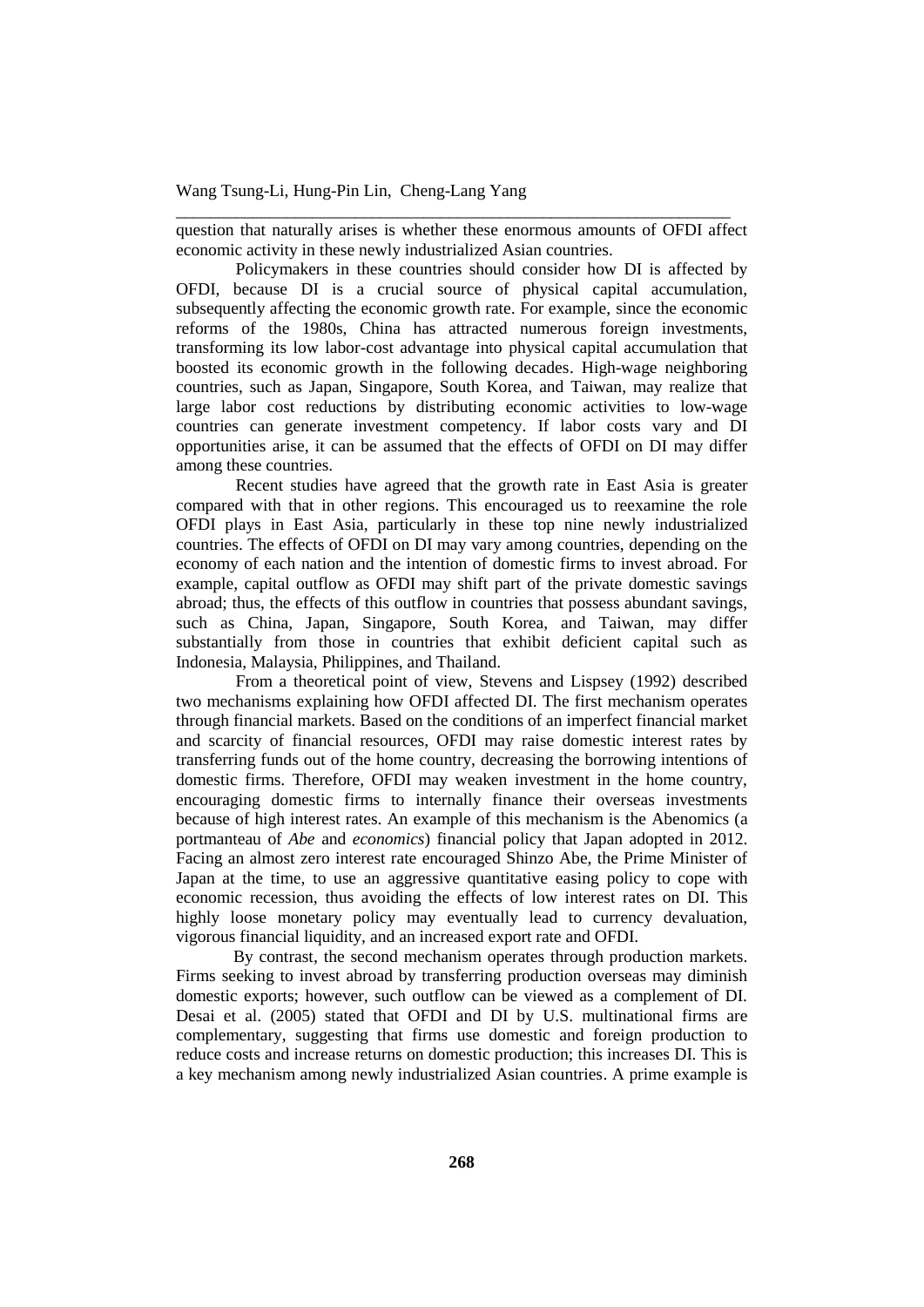question that naturally arises is whether these enormous amounts of OFDI affect economic activity in these newly industrialized Asian countries.

Policymakers in these countries should consider how DI is affected by OFDI, because DI is a crucial source of physical capital accumulation, subsequently affecting the economic growth rate. For example, since the economic reforms of the 1980s, China has attracted numerous foreign investments, transforming its low labor-cost advantage into physical capital accumulation that boosted its economic growth in the following decades. High-wage neighboring countries, such as Japan, Singapore, South Korea, and Taiwan, may realize that large labor cost reductions by distributing economic activities to low-wage countries can generate investment competency. If labor costs vary and DI opportunities arise, it can be assumed that the effects of OFDI on DI may differ among these countries.

Recent studies have agreed that the growth rate in East Asia is greater compared with that in other regions. This encouraged us to reexamine the role OFDI plays in East Asia, particularly in these top nine newly industrialized countries. The effects of OFDI on DI may vary among countries, depending on the economy of each nation and the intention of domestic firms to invest abroad. For example, capital outflow as OFDI may shift part of the private domestic savings abroad; thus, the effects of this outflow in countries that possess abundant savings, such as China, Japan, Singapore, South Korea, and Taiwan, may differ substantially from those in countries that exhibit deficient capital such as Indonesia, Malaysia, Philippines, and Thailand.

From a theoretical point of view, Stevens and Lispsey (1992) described two mechanisms explaining how OFDI affected DI. The first mechanism operates through financial markets. Based on the conditions of an imperfect financial market and scarcity of financial resources, OFDI may raise domestic interest rates by transferring funds out of the home country, decreasing the borrowing intentions of domestic firms. Therefore, OFDI may weaken investment in the home country, encouraging domestic firms to internally finance their overseas investments because of high interest rates. An example of this mechanism is the Abenomics (a portmanteau of *Abe* and *economics*) financial policy that Japan adopted in 2012. Facing an almost zero interest rate encouraged Shinzo Abe, the Prime Minister of Japan at the time, to use an aggressive quantitative easing policy to cope with economic recession, thus avoiding the effects of low interest rates on DI. This highly loose monetary policy may eventually lead to currency devaluation, vigorous financial liquidity, and an increased export rate and OFDI.

By contrast, the second mechanism operates through production markets. Firms seeking to invest abroad by transferring production overseas may diminish domestic exports; however, such outflow can be viewed as a complement of DI. Desai et al. (2005) stated that OFDI and DI by U.S. multinational firms are complementary, suggesting that firms use domestic and foreign production to reduce costs and increase returns on domestic production; this increases DI. This is a key mechanism among newly industrialized Asian countries. A prime example is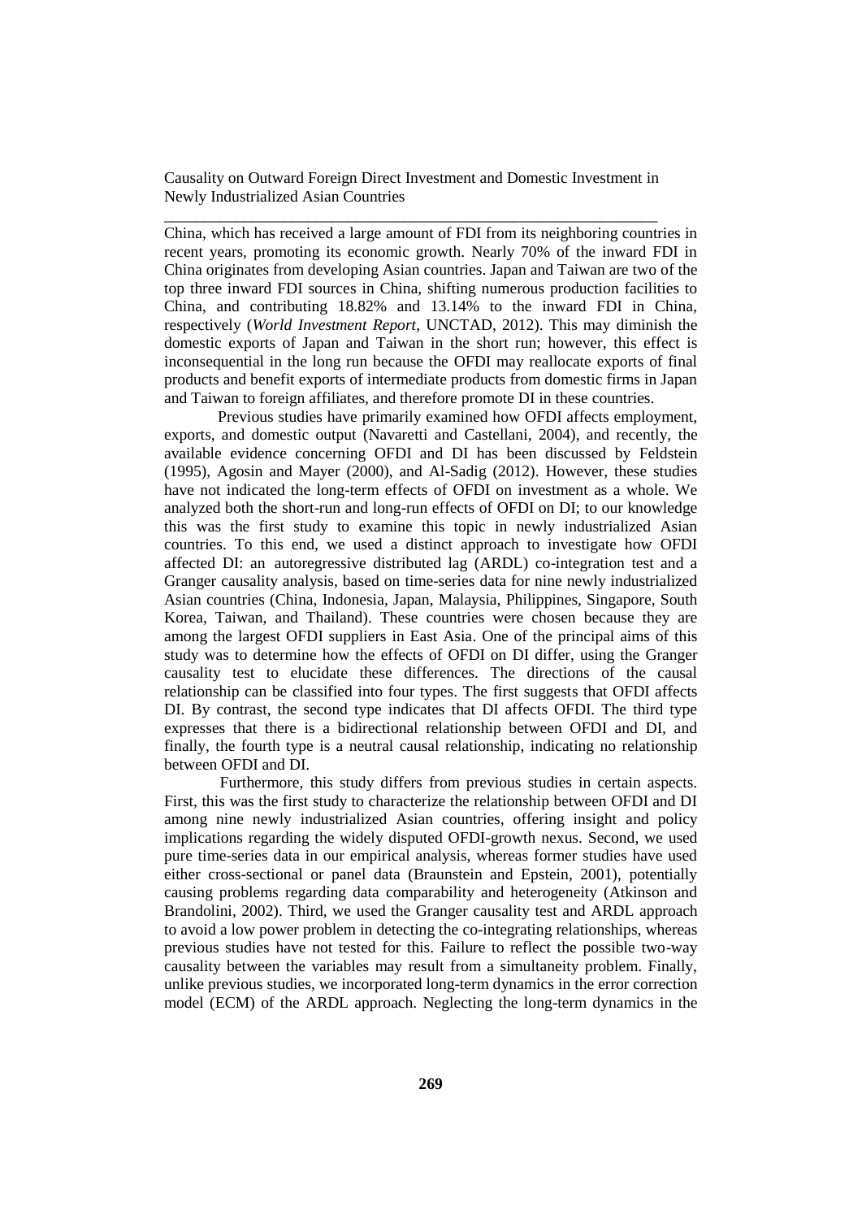China, which has received a large amount of FDI from its neighboring countries in recent years, promoting its economic growth. Nearly 70% of the inward FDI in China originates from developing Asian countries. Japan and Taiwan are two of the top three inward FDI sources in China, shifting numerous production facilities to China, and contributing 18.82% and 13.14% to the inward FDI in China, respectively (*World Investment Report*, UNCTAD, 2012). This may diminish the domestic exports of Japan and Taiwan in the short run; however, this effect is inconsequential in the long run because the OFDI may reallocate exports of final products and benefit exports of intermediate products from domestic firms in Japan and Taiwan to foreign affiliates, and therefore promote DI in these countries.

Previous studies have primarily examined how OFDI affects employment, exports, and domestic output (Navaretti and Castellani, 2004), and recently, the available evidence concerning OFDI and DI has been discussed by Feldstein (1995), Agosin and Mayer (2000), and Al-Sadig (2012). However, these studies have not indicated the long-term effects of OFDI on investment as a whole. We analyzed both the short-run and long-run effects of OFDI on DI; to our knowledge this was the first study to examine this topic in newly industrialized Asian countries. To this end, we used a distinct approach to investigate how OFDI affected DI: an autoregressive distributed lag (ARDL) co-integration test and a Granger causality analysis, based on time-series data for nine newly industrialized Asian countries (China, Indonesia, Japan, Malaysia, Philippines, Singapore, South Korea, Taiwan, and Thailand). These countries were chosen because they are among the largest OFDI suppliers in East Asia. One of the principal aims of this study was to determine how the effects of OFDI on DI differ, using the Granger causality test to elucidate these differences. The directions of the causal relationship can be classified into four types. The first suggests that OFDI affects DI. By contrast, the second type indicates that DI affects OFDI. The third type expresses that there is a bidirectional relationship between OFDI and DI, and finally, the fourth type is a neutral causal relationship, indicating no relationship between OFDI and DI.

Furthermore, this study differs from previous studies in certain aspects. First, this was the first study to characterize the relationship between OFDI and DI among nine newly industrialized Asian countries, offering insight and policy implications regarding the widely disputed OFDI-growth nexus. Second, we used pure time-series data in our empirical analysis, whereas former studies have used either cross-sectional or panel data (Braunstein and Epstein, 2001), potentially causing problems regarding data comparability and heterogeneity (Atkinson and Brandolini, 2002). Third, we used the Granger causality test and ARDL approach to avoid a low power problem in detecting the co-integrating relationships, whereas previous studies have not tested for this. Failure to reflect the possible two-way causality between the variables may result from a simultaneity problem. Finally, unlike previous studies, we incorporated long-term dynamics in the error correction model (ECM) of the ARDL approach. Neglecting the long-term dynamics in the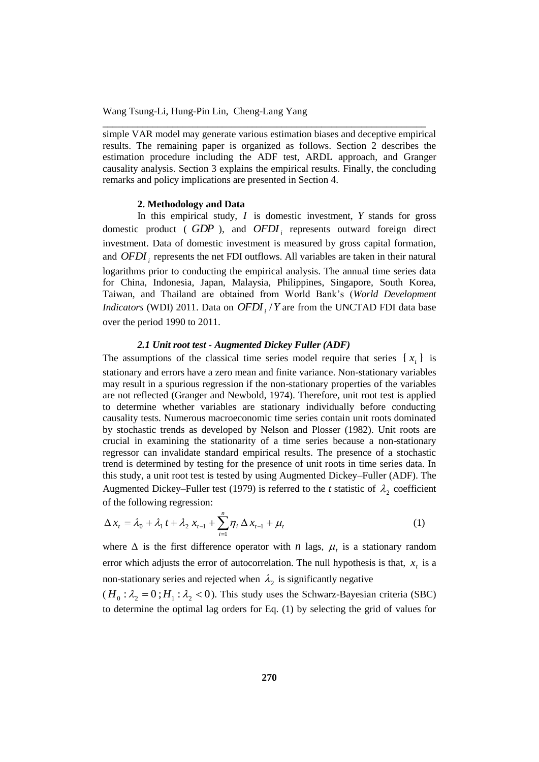simple VAR model may generate various estimation biases and deceptive empirical results. The remaining paper is organized as follows. Section 2 describes the estimation procedure including the ADF test, ARDL approach, and Granger causality analysis. Section 3 explains the empirical results. Finally, the concluding remarks and policy implications are presented in Section 4.

## 2. Methodology and Data

In this empirical study, $I$ is domestic investment, $Y$ stands for gross domestic product ( $GDP$ ), and $OFDI_i$ represents outward foreign direct investment. Data of domestic investment is measured by gross capital formation, and $OFDI_i$ represents the net FDI outflows. All variables are taken in their natural logarithms prior to conducting the empirical analysis. The annual time series data for China, Indonesia, Japan, Malaysia, Philippines, Singapore, South Korea, Taiwan, and Thailand are obtained from World Bank's (*World Development Indicators* (WDI) 2011. Data on $OFDI_i / Y$ are from the UNCTAD FDI data base over the period 1990 to 2011.

### *2.1 Unit root test - Augmented Dickey Fuller (ADF)*

The assumptions of the classical time series model require that series $\{ x_t \}$ is stationary and errors have a zero mean and finite variance. Non-stationary variables may result in a spurious regression if the non-stationary properties of the variables are not reflected (Granger and Newbold, 1974). Therefore, unit root test is applied to determine whether variables are stationary individually before conducting causality tests. Numerous macroeconomic time series contain unit roots dominated by stochastic trends as developed by Nelson and Plosser (1982). Unit roots are crucial in examining the stationarity of a time series because a non-stationary regressor can invalidate standard empirical results. The presence of a stochastic trend is determined by testing for the presence of unit roots in time series data. In this study, a unit root test is tested by using Augmented Dickey–Fuller (ADF). The Augmented Dickey–Fuller test (1979) is referred to the *t* statistic of $\lambda_2$ coefficient of the following regression:

$$\Delta x_t = \lambda_0 + \lambda_1 t + \lambda_2 x_{t-1} + \sum_{i=1}^{n} \eta_i \Delta x_{t-1} + \mu_t \tag{1}$$

where $\Delta$ is the first difference operator with $n$ lags, $\mu_t$ is a stationary random error which adjusts the error of autocorrelation. The null hypothesis is that, $x_t$ is a non-stationary series and rejected when $\lambda_2$ is significantly negative ($H_0 : \lambda_2 = 0 ; H_1 : \lambda_2 < 0$). This study uses the Schwarz-Bayesian criteria (SBC) to determine the optimal lag orders for Eq. (1) by selecting the grid of values for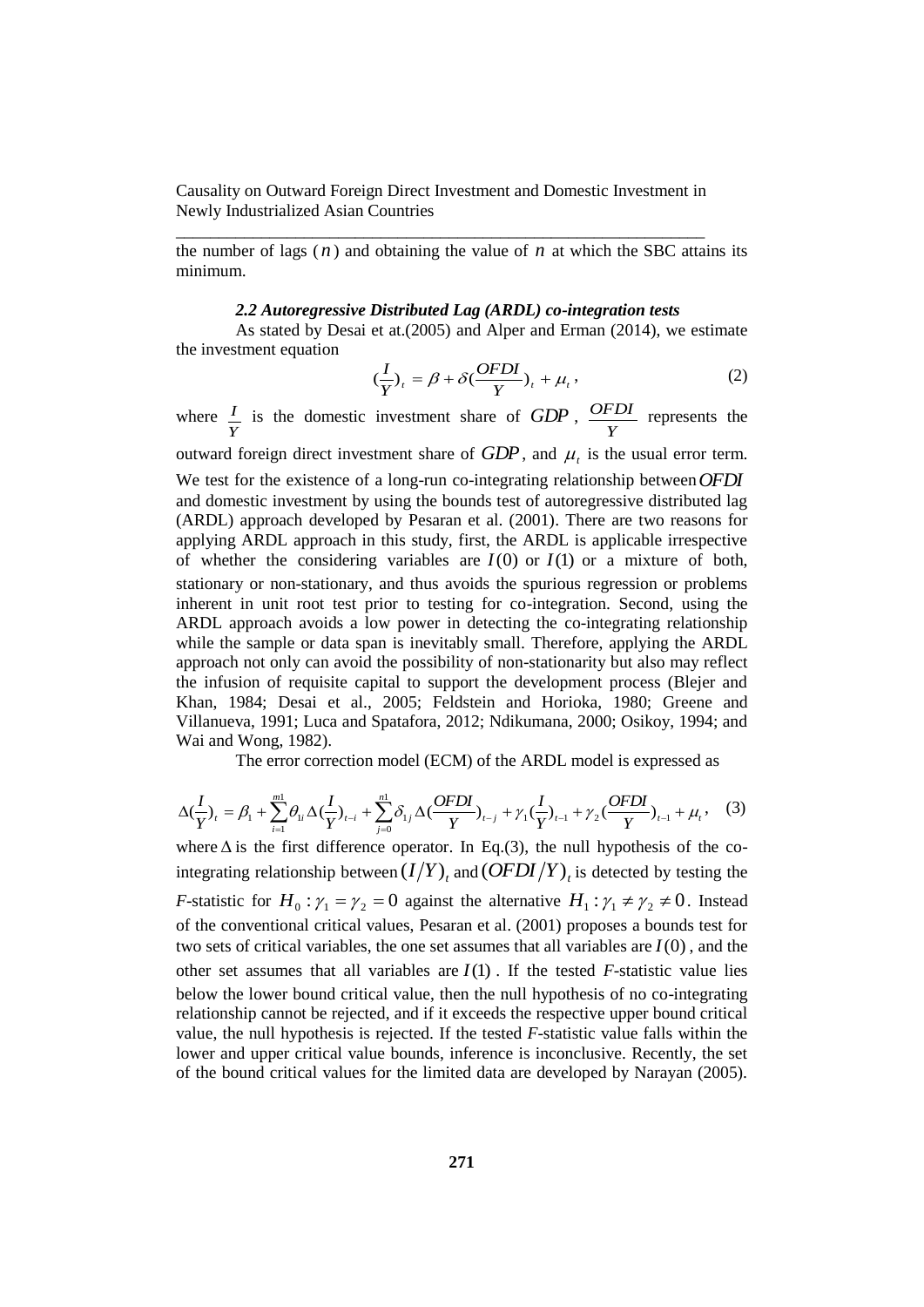the number of lags ($n$) and obtaining the value of $n$ at which the SBC attains its minimum.

### *2.2 Autoregressive Distributed Lag (ARDL) co-integration tests*

As stated by Desai et at.(2005) and Alper and Erman (2014), we estimate the investment equation

$$(\frac{I}{Y})_t = \beta + \delta(\frac{OFDI}{Y})_t + \mu_t, \tag{2}$$

where $\frac{I}{Y}$ is the domestic investment share of $GDP$, $\frac{OFDI}{Y}$ represents the outward foreign direct investment share of $GDP$, and $\mu_t$ is the usual error term. We test for the existence of a long-run co-integrating relationship between $OFDI$ and domestic investment by using the bounds test of autoregressive distributed lag (ARDL) approach developed by Pesaran et al. (2001). There are two reasons for applying ARDL approach in this study, first, the ARDL is applicable irrespective of whether the considering variables are $I(0)$ or $I(1)$ or a mixture of both, stationary or non-stationary, and thus avoids the spurious regression or problems inherent in unit root test prior to testing for co-integration. Second, using the ARDL approach avoids a low power in detecting the co-integrating relationship while the sample or data span is inevitably small. Therefore, applying the ARDL approach not only can avoid the possibility of non-stationarity but also may reflect the infusion of requisite capital to support the development process (Blejer and Khan, 1984; Desai et al., 2005; Feldstein and Horioka, 1980; Greene and Villanueva, 1991; Luca and Spatafora, 2012; Ndikumana, 2000; Osikoy, 1994; and Wai and Wong, 1982).

The error correction model (ECM) of the ARDL model is expressed as

$$\Delta(\frac{I}{Y})_t = \beta_1 + \sum_{i=1}^{m1}\theta_{1i}\Delta(\frac{I}{Y})_{t-i} + \sum_{j=0}^{n1}\delta_{1j}\Delta(\frac{OFDI}{Y})_{t-j} + \gamma_1(\frac{I}{Y})_{t-1} + \gamma_2(\frac{OFDI}{Y})_{t-1} + \mu_t, \tag{3}$$

where $\Delta$ is the first difference operator. In Eq.(3), the null hypothesis of the co-integrating relationship between $(I/Y)_t$ and $(OFDI/Y)_t$ is detected by testing the *F*-statistic for $H_0: \gamma_1 = \gamma_2 = 0$ against the alternative $H_1: \gamma_1 \neq \gamma_2 \neq 0$. Instead of the conventional critical values, Pesaran et al. (2001) proposes a bounds test for two sets of critical variables, the one set assumes that all variables are $I(0)$, and the other set assumes that all variables are $I(1)$. If the tested *F*-statistic value lies below the lower bound critical value, then the null hypothesis of no co-integrating relationship cannot be rejected, and if it exceeds the respective upper bound critical value, the null hypothesis is rejected. If the tested *F*-statistic value falls within the lower and upper critical value bounds, inference is inconclusive. Recently, the set of the bound critical values for the limited data are developed by Narayan (2005).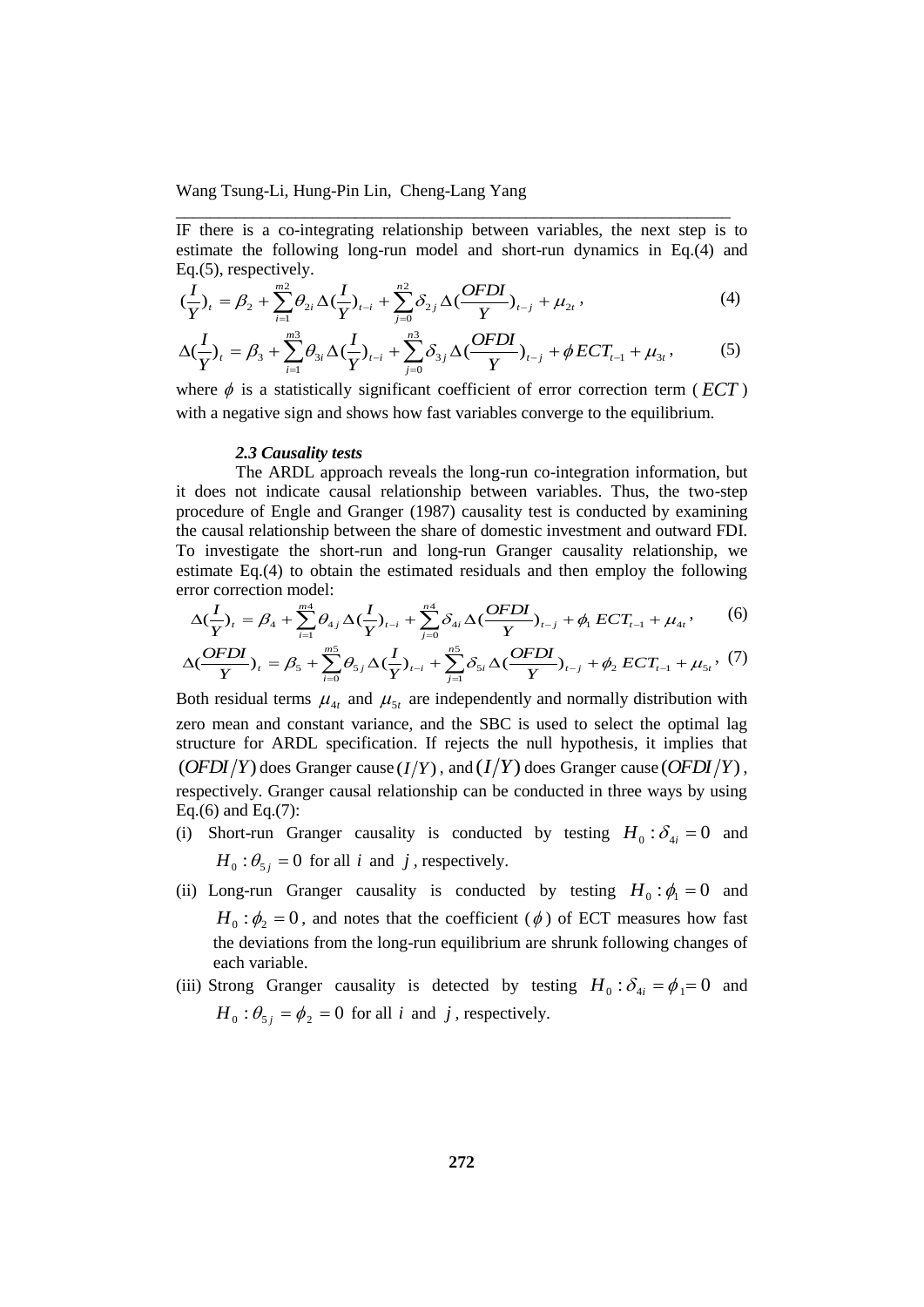IF there is a co-integrating relationship between variables, the next step is to estimate the following long-run model and short-run dynamics in Eq.(4) and Eq.(5), respectively.

$$(\frac{I}{Y})_t = \beta_2 + \sum_{i=1}^{m2} \theta_{2i} \Delta(\frac{I}{Y})_{t-i} + \sum_{j=0}^{n2} \delta_{2j} \Delta(\frac{OFDI}{Y})_{t-j} + \mu_{2t}, \tag{4}$$

$$\Delta(\frac{I}{Y})_t = \beta_3 + \sum_{i=1}^{m3} \theta_{3i} \Delta(\frac{I}{Y})_{t-i} + \sum_{j=0}^{n3} \delta_{3j} \Delta(\frac{OFDI}{Y})_{t-j} + \phi ECT_{t-1} + \mu_{3t}, \tag{5}$$

where $\phi$ is a statistically significant coefficient of error correction term ($ECT$) with a negative sign and shows how fast variables converge to the equilibrium.

### *2.3 Causality tests*

The ARDL approach reveals the long-run co-integration information, but it does not indicate causal relationship between variables. Thus, the two-step procedure of Engle and Granger (1987) causality test is conducted by examining the causal relationship between the share of domestic investment and outward FDI. To investigate the short-run and long-run Granger causality relationship, we estimate Eq.(4) to obtain the estimated residuals and then employ the following error correction model:

$$\Delta(\frac{I}{Y})_t = \beta_4 + \sum_{i=1}^{m4} \theta_{4j} \Delta(\frac{I}{Y})_{t-i} + \sum_{j=0}^{n4} \delta_{4i} \Delta(\frac{OFDI}{Y})_{t-j} + \phi_1 ECT_{t-1} + \mu_{4t}, \tag{6}$$

$$\Delta(\frac{OFDI}{Y})_t = \beta_5 + \sum_{i=0}^{m5} \theta_{5j} \Delta(\frac{I}{Y})_{t-i} + \sum_{j=1}^{n5} \delta_{5i} \Delta(\frac{OFDI}{Y})_{t-j} + \phi_2 ECT_{t-1} + \mu_{5t}, \tag{7}$$

Both residual terms $\mu_{4t}$ and $\mu_{5t}$ are independently and normally distribution with zero mean and constant variance, and the SBC is used to select the optimal lag structure for ARDL specification. If rejects the null hypothesis, it implies that $(OFDI/Y)$ does Granger cause $(I/Y)$, and $(I/Y)$ does Granger cause $(OFDI/Y)$, respectively. Granger causal relationship can be conducted in three ways by using Eq.(6) and Eq.(7):

(i) Short-run Granger causality is conducted by testing $H_0: \delta_{4i} = 0$ and $H_0: \theta_{5j} = 0$ for all $i$ and $j$, respectively.

(ii) Long-run Granger causality is conducted by testing $H_0: \phi_1 = 0$ and $H_0: \phi_2 = 0$, and notes that the coefficient ($\phi$) of ECT measures how fast the deviations from the long-run equilibrium are shrunk following changes of each variable.

(iii) Strong Granger causality is detected by testing $H_0: \delta_{4i} = \phi_1 = 0$ and $H_0: \theta_{5j} = \phi_2 = 0$ for all $i$ and $j$, respectively.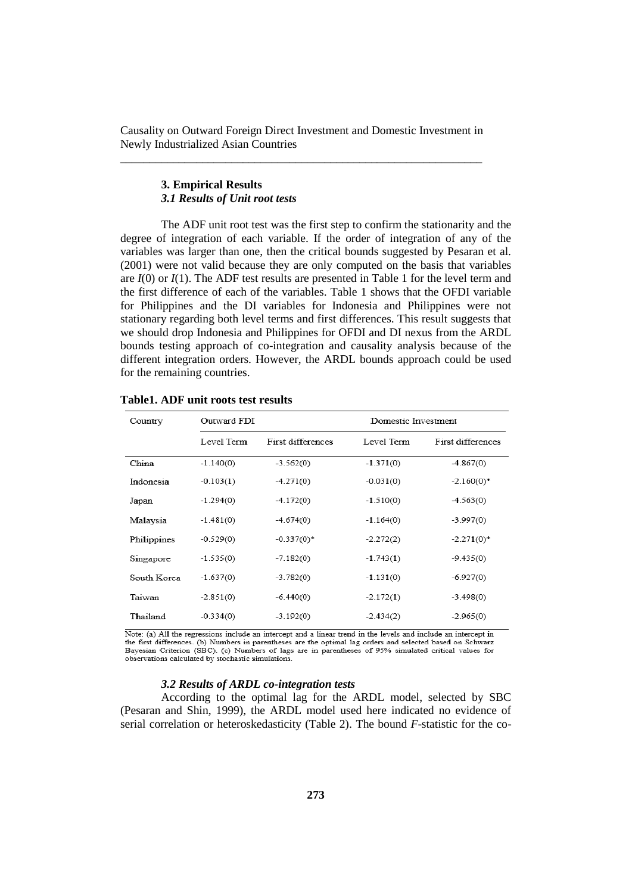## 3. Empirical Results

### *3.1 Results of Unit root tests*

The ADF unit root test was the first step to confirm the stationarity and the degree of integration of each variable. If the order of integration of any of the variables was larger than one, then the critical bounds suggested by Pesaran et al. (2001) were not valid because they are only computed on the basis that variables are $I(0)$ or $I(1)$. The ADF test results are presented in Table 1 for the level term and the first difference of each of the variables. Table 1 shows that the OFDI variable for Philippines and the DI variables for Indonesia and Philippines were not stationary regarding both level terms and first differences. This result suggests that we should drop Indonesia and Philippines for OFDI and DI nexus from the ARDL bounds testing approach of co-integration and causality analysis because of the different integration orders. However, the ARDL bounds approach could be used for the remaining countries.

**Table1. ADF unit roots test results**

| Country | Outward FDI | | Domestic Investment | |
|---|---|---|---|---|
| | Level Term | First differences | Level Term | First differences |
| China | -1.140(0) | -3.562(0) | -1.371(0) | -4.867(0) |
| Indonesia | -0.103(1) | -4.271(0) | -0.031(0) | -2.160(0)* |
| Japan | -1.294(0) | -4.172(0) | -1.510(0) | -4.563(0) |
| Malaysia | -1.481(0) | -4.674(0) | -1.164(0) | -3.997(0) |
| Philippines | -0.529(0) | -0.337(0)* | -2.272(2) | -2.271(0)* |
| Singapore | -1.535(0) | -7.182(0) | -1.743(1) | -9.435(0) |
| South Korea | -1.637(0) | -3.782(0) | -1.131(0) | -6.927(0) |
| Taiwan | -2.851(0) | -6.440(0) | -2.172(1) | -3.498(0) |
| Thailand | -0.334(0) | -3.192(0) | -2.434(2) | -2.965(0) |

Note: (a) All the regressions include an intercept and a linear trend in the levels and include an intercept in the first differences. (b) Numbers in parentheses are the optimal lag orders and selected based on Schwarz Bayesian Criterion (SBC). (c) Numbers of lags are in parentheses of 95% simulated critical values for observations calculated by stochastic simulations.

### *3.2 Results of ARDL co-integration tests*

According to the optimal lag for the ARDL model, selected by SBC (Pesaran and Shin, 1999), the ARDL model used here indicated no evidence of serial correlation or heteroskedasticity (Table 2). The bound *F*-statistic for the co-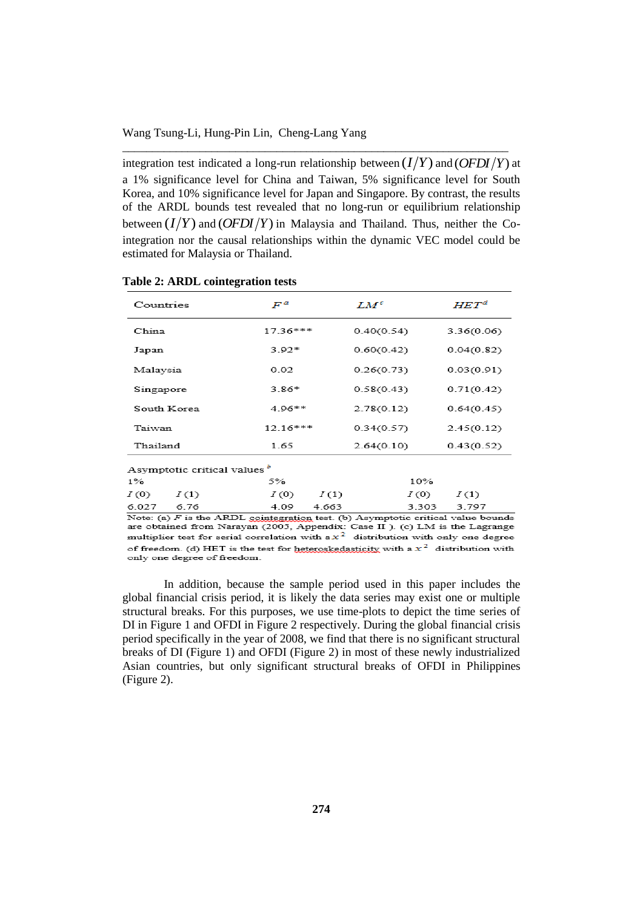integration test indicated a long-run relationship between $(I/Y)$ and $(OFDI/Y)$ at a 1% significance level for China and Taiwan, 5% significance level for South Korea, and 10% significance level for Japan and Singapore. By contrast, the results of the ARDL bounds test revealed that no long-run or equilibrium relationship between $(I/Y)$ and $(OFDI/Y)$ in Malaysia and Thailand. Thus, neither the Co-integration nor the causal relationships within the dynamic VEC model could be estimated for Malaysia or Thailand.

**Table 2: ARDL cointegration tests**

| Countries | $F^a$ | $LM^c$ | $HET^d$ |
|---|---|---|---|
| China | 17.36*** | 0.40(0.54) | 3.36(0.06) |
| Japan | 3.92* | 0.60(0.42) | 0.04(0.82) |
| Malaysia | 0.02 | 0.26(0.73) | 0.03(0.91) |
| Singapore | 3.86* | 0.58(0.43) | 0.71(0.42) |
| South Korea | 4.96** | 2.78(0.12) | 0.64(0.45) |
| Taiwan | 12.16*** | 0.34(0.57) | 2.45(0.12) |
| Thailand | 1.65 | 2.64(0.10) | 0.43(0.52) |

Asymptotic critical values [b]

| 1% | | 5% | | 10% | |
|---|---|---|---|---|---|
| $I(0)$ | $I(1)$ | $I(0)$ | $I(1)$ | $I(0)$ | $I(1)$ |
| 6.027 | 6.76 | 4.09 | 4.663 | 3.303 | 3.797 |

Note: (a) $F$ is the ARDL cointegration test. (b) Asymptotic critical value bounds are obtained from Narayan (2005, Appendix: Case II ). (c) LM is the Lagrange multiplier test for serial correlation with a $x^2$ distribution with only one degree of freedom. (d) HET is the test for heteroskedasticity with a $x^2$ distribution with only one degree of freedom.

In addition, because the sample period used in this paper includes the global financial crisis period, it is likely the data series may exist one or multiple structural breaks. For this purposes, we use time-plots to depict the time series of DI in Figure 1 and OFDI in Figure 2 respectively. During the global financial crisis period specifically in the year of 2008, we find that there is no significant structural breaks of DI (Figure 1) and OFDI (Figure 2) in most of these newly industrialized Asian countries, but only significant structural breaks of OFDI in Philippines (Figure 2).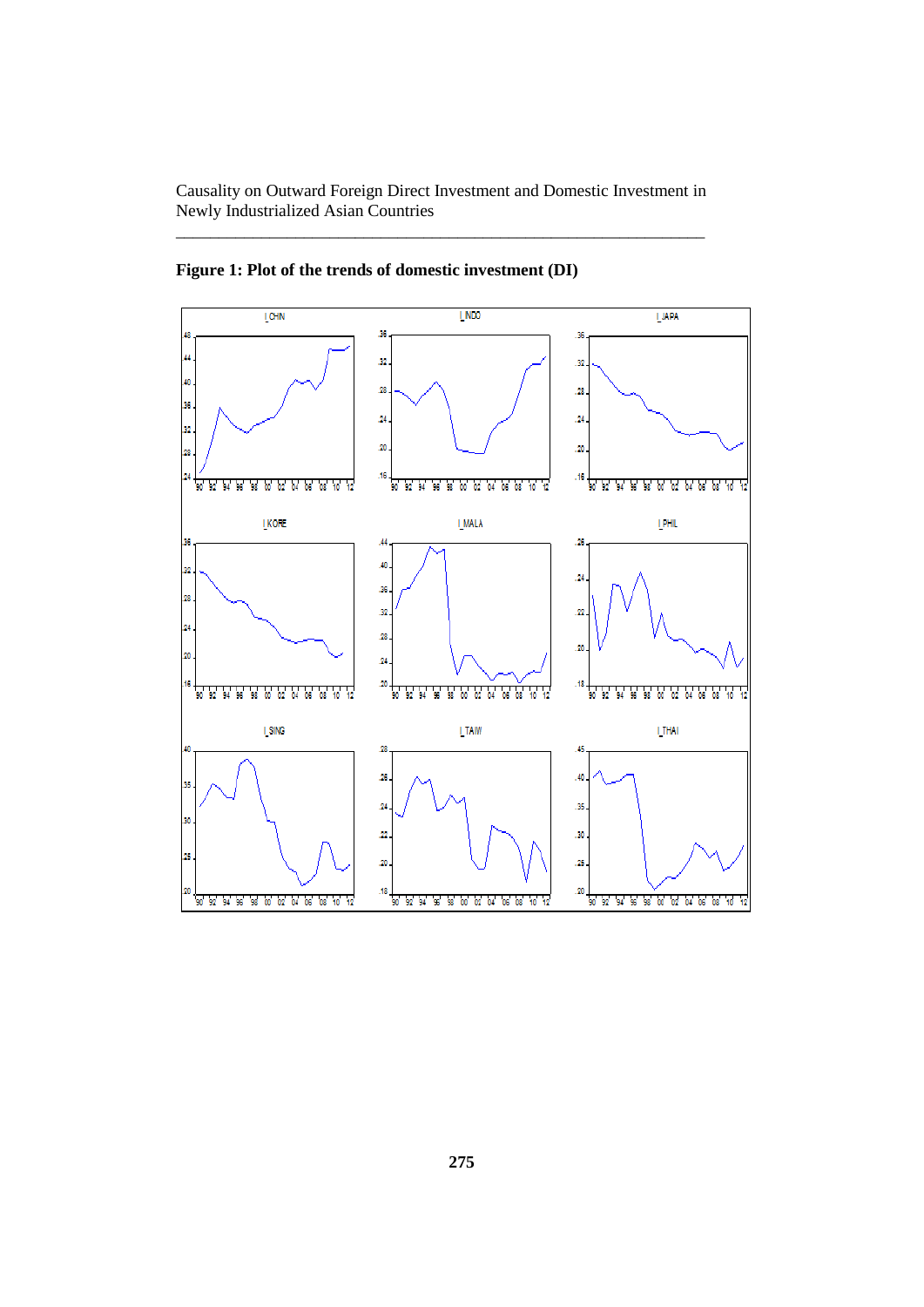**Figure 1: Plot of the trends of domestic investment (DI)**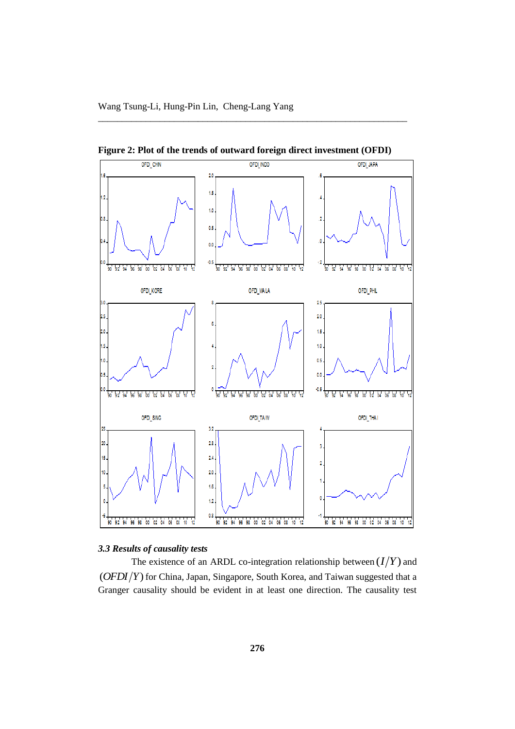**Figure 2: Plot of the trends of outward foreign direct investment (OFDI)**

### *3.3 Results of causality tests*

The existence of an ARDL co-integration relationship between $(I/Y)$ and $(OFDI/Y)$ for China, Japan, Singapore, South Korea, and Taiwan suggested that a Granger causality should be evident in at least one direction. The causality test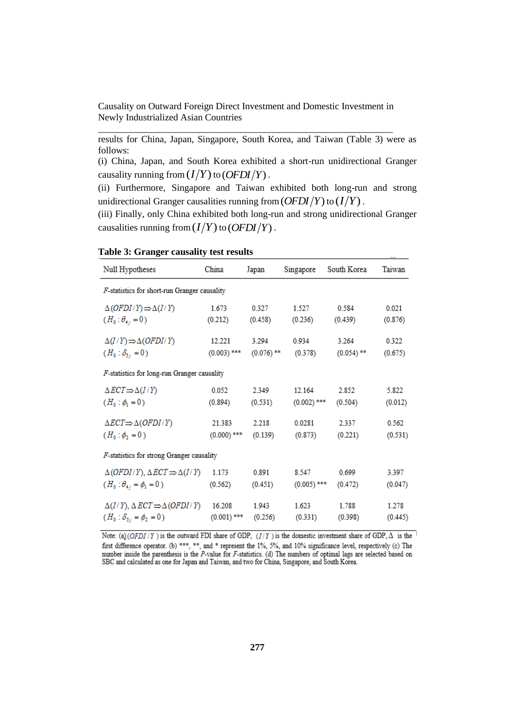results for China, Japan, Singapore, South Korea, and Taiwan (Table 3) were as follows:

(i) China, Japan, and South Korea exhibited a short-run unidirectional Granger causality running from $(I/Y)$ to $(OFDI/Y)$.

(ii) Furthermore, Singapore and Taiwan exhibited both long-run and strong unidirectional Granger causalities running from $(OFDI/Y)$ to $(I/Y)$.

(iii) Finally, only China exhibited both long-run and strong unidirectional Granger causalities running from $(I/Y)$ to $(OFDI/Y)$.

**Table 3: Granger causality test results**

| Null Hypotheses | China | Japan | Singapore | South Korea | Taiwan |
|---|---|---|---|---|---|
| *F*-statistics for short-run Granger causality | | | | | |
| $\Delta(OFDI/Y) \Rightarrow \Delta(I/Y)$ | 1.673 | 0.327 | 1.527 | 0.584 | 0.021 |
| $(H_0 : \theta_{4j} = 0)$ | (0.212) | (0.458) | (0.236) | (0.439) | (0.876) |
| $\Delta(I/Y) \Rightarrow \Delta(OFDI/Y)$ | 12.221 | 3.294 | 0.934 | 3.264 | 0.322 |
| $(H_0 : \delta_{5j} = 0)$ | (0.003) *** | (0.076) ** | (0.378) | (0.054) ** | (0.675) |
| *F*-statistics for long-run Granger causality | | | | | |
| $\Delta ECT \Rightarrow \Delta(I/Y)$ | 0.052 | 2.349 | 12.164 | 2.852 | 5.822 |
| $(H_0 : \phi_1 = 0)$ | (0.894) | (0.531) | (0.002) *** | (0.504) | (0.012) |
| $\Delta ECT \Rightarrow \Delta(OFDI/Y)$ | 21.383 | 2.218 | 0.0281 | 2.337 | 0.562 |
| $(H_0 : \phi_2 = 0)$ | (0.000) *** | (0.139) | (0.873) | (0.221) | (0.531) |
| *F*-statistics for strong Granger causality | | | | | |
| $\Delta(OFDI/Y), \Delta ECT \Rightarrow \Delta(I/Y)$ | 1.173 | 0.891 | 8.547 | 0.699 | 3.397 |
| $(H_0 : \theta_{4j} = \phi_1 = 0)$ | (0.562) | (0.451) | (0.005) *** | (0.472) | (0.047) |
| $\Delta(I/Y), \Delta ECT \Rightarrow \Delta(OFDI/Y)$ | 16.208 | 1.943 | 1.623 | 1.788 | 1.278 |
| $(H_0 : \delta_{5j} = \phi_2 = 0)$ | (0.001) *** | (0.256) | (0.331) | (0.398) | (0.445) |

Note: (a) $(OFDI/Y)$ is the outward FDI share of GDP, $(I/Y)$ is the domestic investment share of GDP, $\Delta$ is the first difference operator. (b) ***, **, and * represent the 1%, 5%, and 10% significance level, respectively (c) The number inside the parenthesis is the *P*-value for *F*-statistics. (d) The numbers of optimal lags are selected based on SBC and calculated as one for Japan and Taiwan, and two for China, Singapore, and South Korea.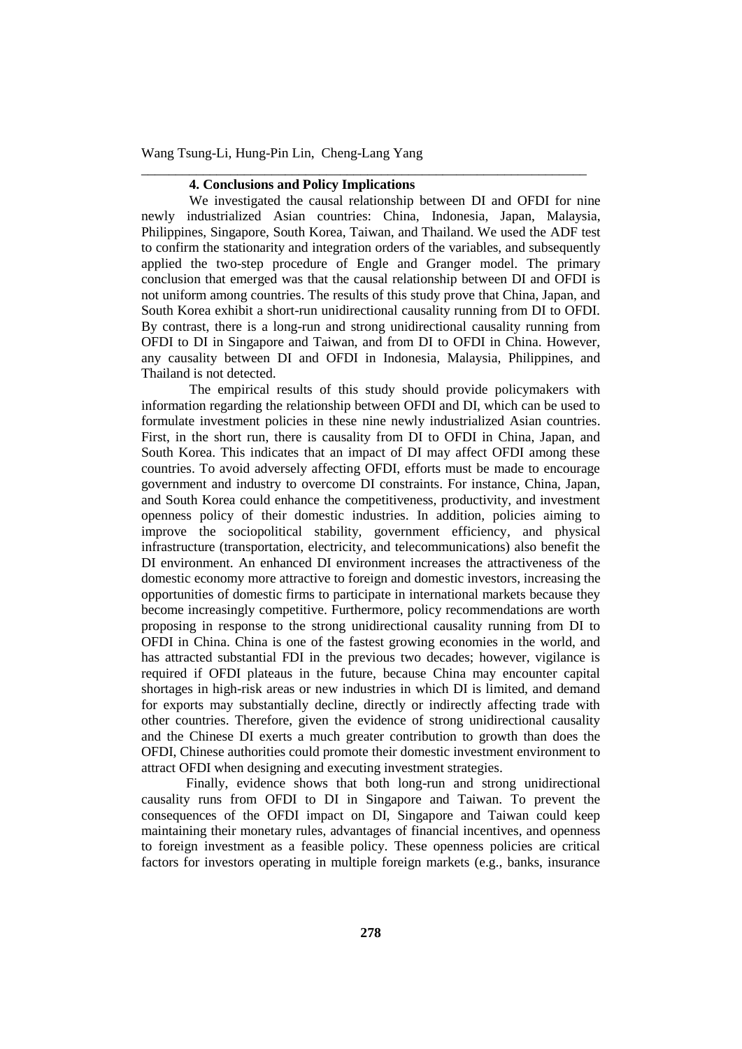## 4. Conclusions and Policy Implications

We investigated the causal relationship between DI and OFDI for nine newly industrialized Asian countries: China, Indonesia, Japan, Malaysia, Philippines, Singapore, South Korea, Taiwan, and Thailand. We used the ADF test to confirm the stationarity and integration orders of the variables, and subsequently applied the two-step procedure of Engle and Granger model. The primary conclusion that emerged was that the causal relationship between DI and OFDI is not uniform among countries. The results of this study prove that China, Japan, and South Korea exhibit a short-run unidirectional causality running from DI to OFDI. By contrast, there is a long-run and strong unidirectional causality running from OFDI to DI in Singapore and Taiwan, and from DI to OFDI in China. However, any causality between DI and OFDI in Indonesia, Malaysia, Philippines, and Thailand is not detected.

The empirical results of this study should provide policymakers with information regarding the relationship between OFDI and DI, which can be used to formulate investment policies in these nine newly industrialized Asian countries. First, in the short run, there is causality from DI to OFDI in China, Japan, and South Korea. This indicates that an impact of DI may affect OFDI among these countries. To avoid adversely affecting OFDI, efforts must be made to encourage government and industry to overcome DI constraints. For instance, China, Japan, and South Korea could enhance the competitiveness, productivity, and investment openness policy of their domestic industries. In addition, policies aiming to improve the sociopolitical stability, government efficiency, and physical infrastructure (transportation, electricity, and telecommunications) also benefit the DI environment. An enhanced DI environment increases the attractiveness of the domestic economy more attractive to foreign and domestic investors, increasing the opportunities of domestic firms to participate in international markets because they become increasingly competitive. Furthermore, policy recommendations are worth proposing in response to the strong unidirectional causality running from DI to OFDI in China. China is one of the fastest growing economies in the world, and has attracted substantial FDI in the previous two decades; however, vigilance is required if OFDI plateaus in the future, because China may encounter capital shortages in high-risk areas or new industries in which DI is limited, and demand for exports may substantially decline, directly or indirectly affecting trade with other countries. Therefore, given the evidence of strong unidirectional causality and the Chinese DI exerts a much greater contribution to growth than does the OFDI, Chinese authorities could promote their domestic investment environment to attract OFDI when designing and executing investment strategies.

Finally, evidence shows that both long-run and strong unidirectional causality runs from OFDI to DI in Singapore and Taiwan. To prevent the consequences of the OFDI impact on DI, Singapore and Taiwan could keep maintaining their monetary rules, advantages of financial incentives, and openness to foreign investment as a feasible policy. These openness policies are critical factors for investors operating in multiple foreign markets (e.g., banks, insurance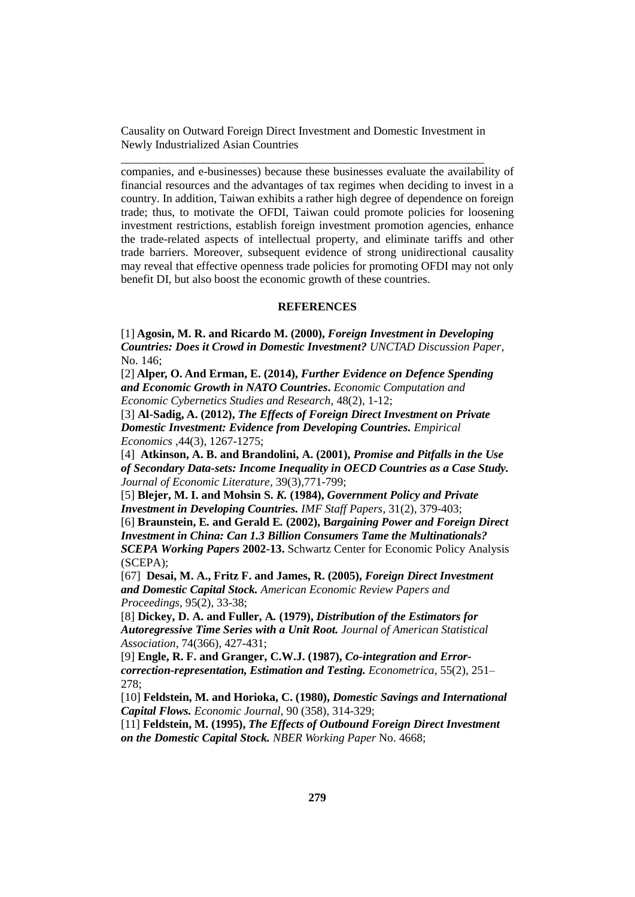companies, and e-businesses) because these businesses evaluate the availability of financial resources and the advantages of tax regimes when deciding to invest in a country. In addition, Taiwan exhibits a rather high degree of dependence on foreign trade; thus, to motivate the OFDI, Taiwan could promote policies for loosening investment restrictions, establish foreign investment promotion agencies, enhance the trade-related aspects of intellectual property, and eliminate tariffs and other trade barriers. Moreover, subsequent evidence of strong unidirectional causality may reveal that effective openness trade policies for promoting OFDI may not only benefit DI, but also boost the economic growth of these countries.

## REFERENCES

[1] **Agosin, M. R. and Ricardo M. (2000),** ***Foreign Investment in Developing Countries: Does it Crowd in Domestic Investment?*** *UNCTAD Discussion Paper*, No. 146;

[2] **Alper, O. And Erman, E. (2014),** ***Further Evidence on Defence Spending and Economic Growth in NATO Countries*****.** *Economic Computation and Economic Cybernetics Studies and Research*, 48(2), 1-12;

[3] **Al-Sadig, A. (2012),** ***The Effects of Foreign Direct Investment on Private Domestic Investment: Evidence from Developing Countries.*** *Empirical Economics* ,44(3), 1267-1275;

[4] **Atkinson, A. B. and Brandolini, A. (2001),** ***Promise and Pitfalls in the Use of Secondary Data-sets: Income Inequality in OECD Countries as a Case Study.*** *Journal of Economic Literature*, 39(3),771-799;

[5] **Blejer, M. I. and Mohsin S.** ***K.*** **(1984),** ***Government Policy and Private Investment in Developing Countries.*** *IMF Staff Papers*, 31(2), 379-403;

[6] **Braunstein, E. and Gerald E. (2002), B*****argaining Power and Foreign Direct Investment in China: Can 1.3 Billion Consumers Tame the Multinationals? SCEPA Working Papers*** **2002-13.** Schwartz Center for Economic Policy Analysis (SCEPA);

[67] **Desai, M. A., Fritz F. and James, R. (2005),** ***Foreign Direct Investment and Domestic Capital Stock.*** *American Economic Review Papers and Proceedings*, 95(2), 33-38;

[8] **Dickey, D. A. and Fuller, A. (1979),** ***Distribution of the Estimators for Autoregressive Time Series with a Unit Root.*** *Journal of American Statistical Association*, 74(366), 427-431;

[9] **Engle, R. F. and Granger, C.W.J. (1987),** ***Co-integration and Error-correction-representation, Estimation and Testing.*** *Econometrica*, 55(2), 251–278;

[10] **Feldstein, M. and Horioka, C. (1980),** ***Domestic Savings and International Capital Flows.*** *Economic Journal*, 90 (358), 314-329;

[11] **Feldstein, M. (1995),** ***The Effects of Outbound Foreign Direct Investment on the Domestic Capital Stock.*** *NBER Working Paper* No. 4668;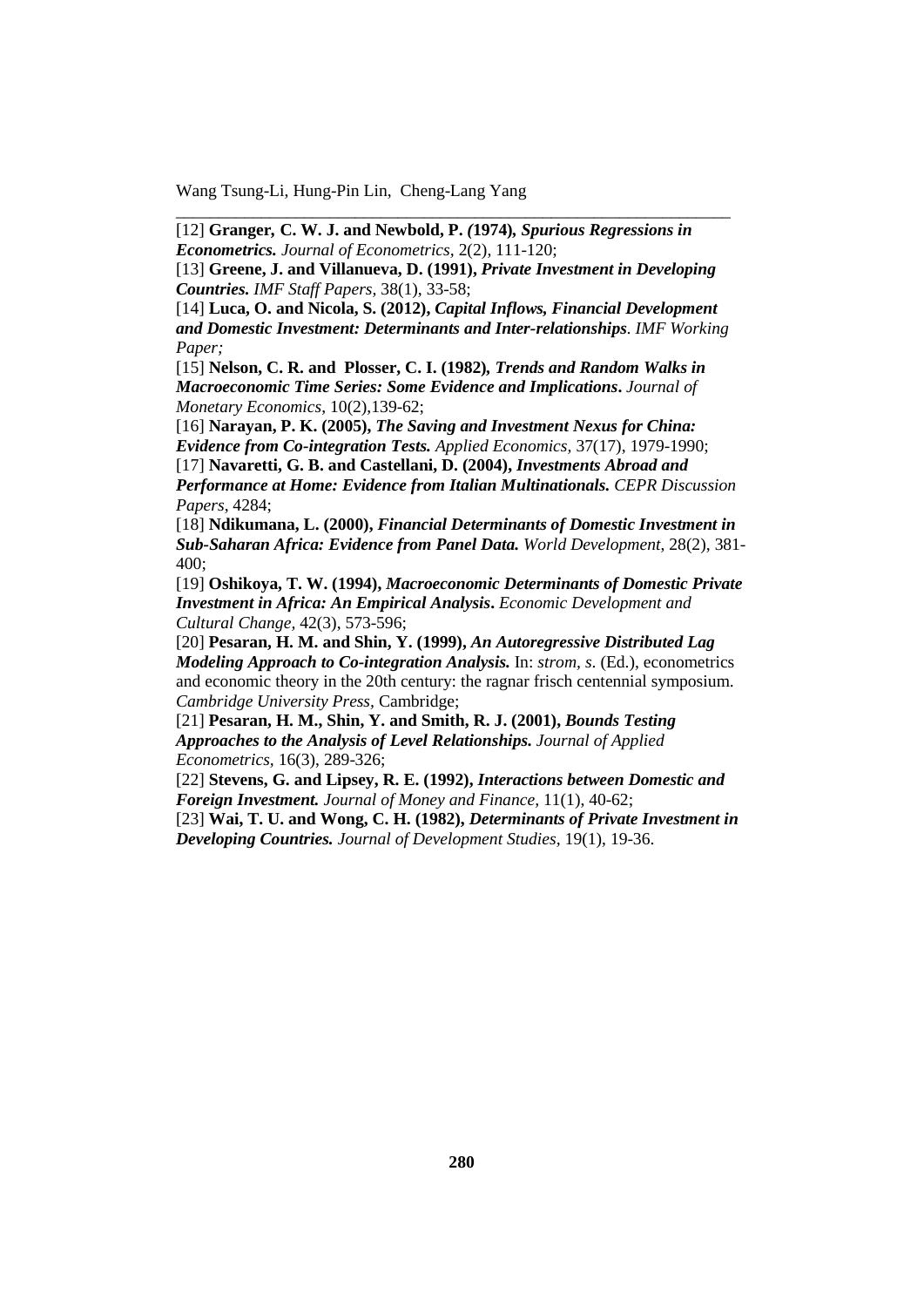[12] **Granger, C. W. J. and Newbold, P.** ***(*****1974),** ***Spurious Regressions in Econometrics.*** *Journal of Econometrics,* 2(2), 111-120;

[13] **Greene, J. and Villanueva, D. (1991),** ***Private Investment in Developing Countries.*** *IMF Staff Papers,* 38(1), 33-58;

[14] **Luca, O. and Nicola, S. (2012),** ***Capital Inflows, Financial Development and Domestic Investment: Determinants and Inter-relationships****. IMF Working Paper;*

[15] **Nelson, C. R. and Plosser, C. I. (1982),** ***Trends and Random Walks in Macroeconomic Time Series: Some Evidence and Implications*****.** *Journal of Monetary Economics,* 10(2),139-62;

[16] **Narayan, P. K. (2005),** ***The Saving and Investment Nexus for China: Evidence from Co-integration Tests.*** *Applied Economics,* 37(17), 1979-1990;

[17] **Navaretti, G. B. and Castellani, D. (2004),** ***Investments Abroad and Performance at Home: Evidence from Italian Multinationals.*** *CEPR Discussion Papers,* 4284;

[18] **Ndikumana, L. (2000),** ***Financial Determinants of Domestic Investment in Sub-Saharan Africa: Evidence from Panel Data.*** *World Development,* 28(2), 381-400;

[19] **Oshikoya, T. W. (1994),** ***Macroeconomic Determinants of Domestic Private Investment in Africa: An Empirical Analysis*****.** *Economic Development and Cultural Change,* 42(3), 573-596;

[20] **Pesaran, H. M. and Shin, Y. (1999),** ***An Autoregressive Distributed Lag Modeling Approach to Co-integration Analysis.*** In: *strom, s*. (Ed.), econometrics and economic theory in the 20th century: the ragnar frisch centennial symposium. *Cambridge University Press,* Cambridge;

[21] **Pesaran, H. M., Shin, Y. and Smith, R. J. (2001),** ***Bounds Testing Approaches to the Analysis of Level Relationships.*** *Journal of Applied Econometrics,* 16(3), 289-326;

[22] **Stevens, G. and Lipsey, R. E. (1992),** ***Interactions between Domestic and Foreign Investment.*** *Journal of Money and Finance,* 11(1), 40-62;

[23] **Wai, T. U. and Wong, C. H. (1982),** ***Determinants of Private Investment in Developing Countries.*** *Journal of Development Studies,* 19(1), 19-36.